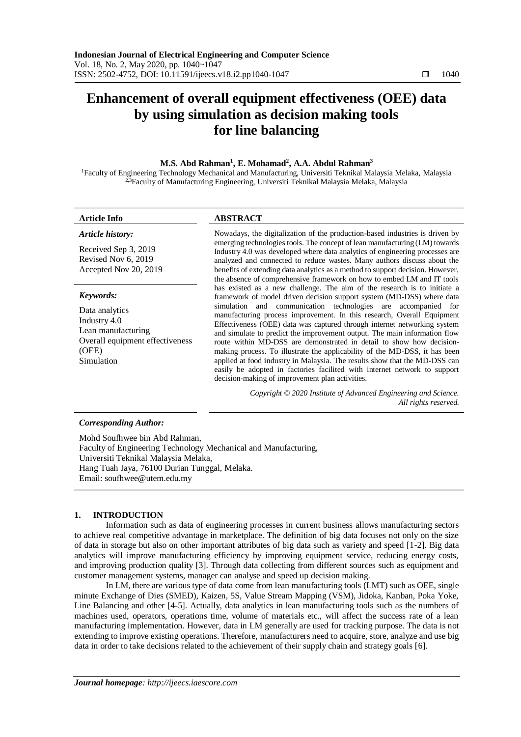# Enhancement of overall equipment effectiveness (OEE) data by using simulation as decision making tools for line balancing

**M.S. Abd Rahman[1], E. Mohamad[2], A.A. Abdul Rahman[3]**

[1]Faculty of Engineering Technology Mechanical and Manufacturing, Universiti Teknikal Malaysia Melaka, Malaysia
[2,3]Faculty of Manufacturing Engineering, Universiti Teknikal Malaysia Melaka, Malaysia

**Article Info**

*Article history:*

Received Sep 3, 2019
Revised Nov 6, 2019
Accepted Nov 20, 2019

*Keywords:*

Data analytics
Industry 4.0
Lean manufacturing
Overall equipment effectiveness (OEE)
Simulation

**ABSTRACT**

Nowadays, the digitalization of the production-based industries is driven by emerging technologies tools. The concept of lean manufacturing (LM) towards Industry 4.0 was developed where data analytics of engineering processes are analyzed and connected to reduce wastes. Many authors discuss about the benefits of extending data analytics as a method to support decision. However, the absence of comprehensive framework on how to embed LM and IT tools has existed as a new challenge. The aim of the research is to initiate a framework of model driven decision support system (MD-DSS) where data simulation and communication technologies are accompanied for manufacturing process improvement. In this research, Overall Equipment Effectiveness (OEE) data was captured through internet networking system and simulate to predict the improvement output. The main information flow route within MD-DSS are demonstrated in detail to show how decision-making process. To illustrate the applicability of the MD-DSS, it has been applied at food industry in Malaysia. The results show that the MD-DSS can easily be adopted in factories facilited with internet network to support decision-making of improvement plan activities.

*Copyright © 2020 Institute of Advanced Engineering and Science. All rights reserved.*

***Corresponding Author:***

Mohd Soufhwee bin Abd Rahman,
Faculty of Engineering Technology Mechanical and Manufacturing,
Universiti Teknikal Malaysia Melaka,
Hang Tuah Jaya, 76100 Durian Tunggal, Melaka.
Email: soufhwee@utem.edu.my

## 1. INTRODUCTION

Information such as data of engineering processes in current business allows manufacturing sectors to achieve real competitive advantage in marketplace. The definition of big data focuses not only on the size of data in storage but also on other important attributes of big data such as variety and speed [1-2]. Big data analytics will improve manufacturing efficiency by improving equipment service, reducing energy costs, and improving production quality [3]. Through data collecting from different sources such as equipment and customer management systems, manager can analyse and speed up decision making.

In LM, there are various type of data come from lean manufacturing tools (LMT) such as OEE, single minute Exchange of Dies (SMED), Kaizen, 5S, Value Stream Mapping (VSM), Jidoka, Kanban, Poka Yoke, Line Balancing and other [4-5]. Actually, data analytics in lean manufacturing tools such as the numbers of machines used, operators, operations time, volume of materials etc., will affect the success rate of a lean manufacturing implementation. However, data in LM generally are used for tracking purpose. The data is not extending to improve existing operations. Therefore, manufacturers need to acquire, store, analyze and use big data in order to take decisions related to the achievement of their supply chain and strategy goals [6].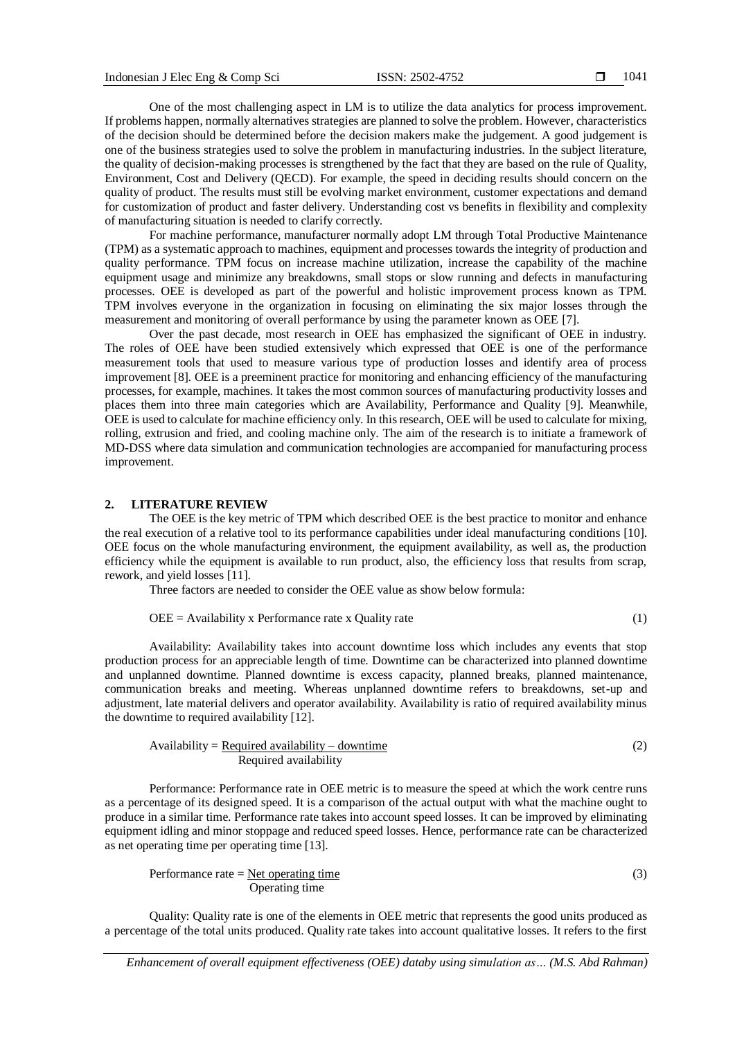One of the most challenging aspect in LM is to utilize the data analytics for process improvement. If problems happen, normally alternatives strategies are planned to solve the problem. However, characteristics of the decision should be determined before the decision makers make the judgement. A good judgement is one of the business strategies used to solve the problem in manufacturing industries. In the subject literature, the quality of decision-making processes is strengthened by the fact that they are based on the rule of Quality, Environment, Cost and Delivery (QECD). For example, the speed in deciding results should concern on the quality of product. The results must still be evolving market environment, customer expectations and demand for customization of product and faster delivery. Understanding cost vs benefits in flexibility and complexity of manufacturing situation is needed to clarify correctly.

For machine performance, manufacturer normally adopt LM through Total Productive Maintenance (TPM) as a systematic approach to machines, equipment and processes towards the integrity of production and quality performance. TPM focus on increase machine utilization, increase the capability of the machine equipment usage and minimize any breakdowns, small stops or slow running and defects in manufacturing processes. OEE is developed as part of the powerful and holistic improvement process known as TPM. TPM involves everyone in the organization in focusing on eliminating the six major losses through the measurement and monitoring of overall performance by using the parameter known as OEE [7].

Over the past decade, most research in OEE has emphasized the significant of OEE in industry. The roles of OEE have been studied extensively which expressed that OEE is one of the performance measurement tools that used to measure various type of production losses and identify area of process improvement [8]. OEE is a preeminent practice for monitoring and enhancing efficiency of the manufacturing processes, for example, machines. It takes the most common sources of manufacturing productivity losses and places them into three main categories which are Availability, Performance and Quality [9]. Meanwhile, OEE is used to calculate for machine efficiency only. In this research, OEE will be used to calculate for mixing, rolling, extrusion and fried, and cooling machine only. The aim of the research is to initiate a framework of MD-DSS where data simulation and communication technologies are accompanied for manufacturing process improvement.

## 2. LITERATURE REVIEW

The OEE is the key metric of TPM which described OEE is the best practice to monitor and enhance the real execution of a relative tool to its performance capabilities under ideal manufacturing conditions [10]. OEE focus on the whole manufacturing environment, the equipment availability, as well as, the production efficiency while the equipment is available to run product, also, the efficiency loss that results from scrap, rework, and yield losses [11].

Three factors are needed to consider the OEE value as show below formula:

$$\text{OEE} = \text{Availability} \times \text{Performance rate} \times \text{Quality rate} \tag{1}$$

Availability: Availability takes into account downtime loss which includes any events that stop production process for an appreciable length of time. Downtime can be characterized into planned downtime and unplanned downtime. Planned downtime is excess capacity, planned breaks, planned maintenance, communication breaks and meeting. Whereas unplanned downtime refers to breakdowns, set-up and adjustment, late material delivers and operator availability. Availability is ratio of required availability minus the downtime to required availability [12].

$$\text{Availability} = \frac{\text{Required availability} - \text{downtime}}{\text{Required availability}} \tag{2}$$

Performance: Performance rate in OEE metric is to measure the speed at which the work centre runs as a percentage of its designed speed. It is a comparison of the actual output with what the machine ought to produce in a similar time. Performance rate takes into account speed losses. It can be improved by eliminating equipment idling and minor stoppage and reduced speed losses. Hence, performance rate can be characterized as net operating time per operating time [13].

$$\text{Performance rate} = \frac{\text{Net operating time}}{\text{Operating time}} \tag{3}$$

Quality: Quality rate is one of the elements in OEE metric that represents the good units produced as a percentage of the total units produced. Quality rate takes into account qualitative losses. It refers to the first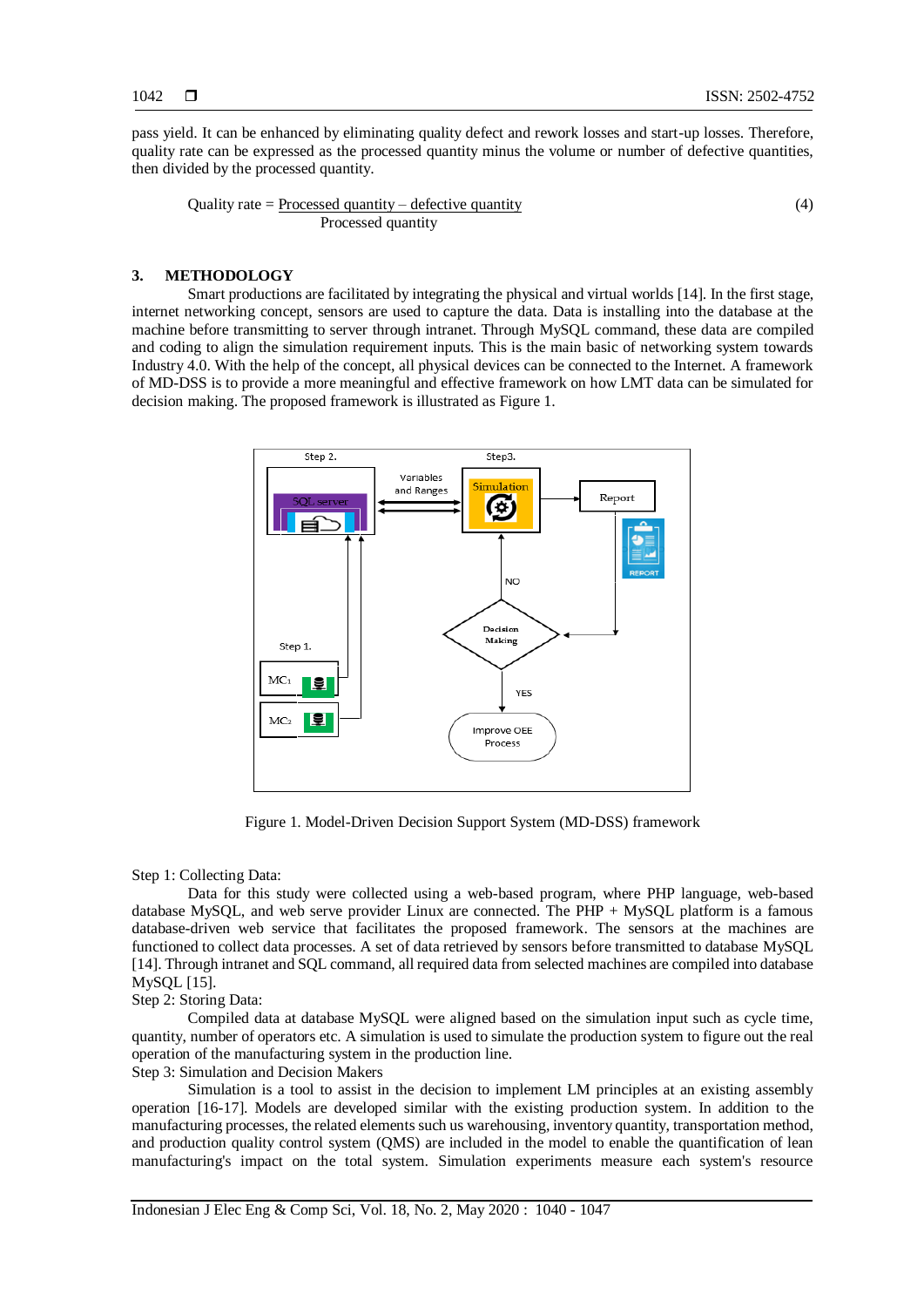pass yield. It can be enhanced by eliminating quality defect and rework losses and start-up losses. Therefore, quality rate can be expressed as the processed quantity minus the volume or number of defective quantities, then divided by the processed quantity.

$$\text{Quality rate} = \frac{\text{Processed quantity} - \text{defective quantity}}{\text{Processed quantity}} \tag{4}$$

## 3. METHODOLOGY

Smart productions are facilitated by integrating the physical and virtual worlds [14]. In the first stage, internet networking concept, sensors are used to capture the data. Data is installing into the database at the machine before transmitting to server through intranet. Through MySQL command, these data are compiled and coding to align the simulation requirement inputs. This is the main basic of networking system towards Industry 4.0. With the help of the concept, all physical devices can be connected to the Internet. A framework of MD-DSS is to provide a more meaningful and effective framework on how LMT data can be simulated for decision making. The proposed framework is illustrated as Figure 1.

Figure 1. Model-Driven Decision Support System (MD-DSS) framework

Step 1: Collecting Data:

Data for this study were collected using a web-based program, where PHP language, web-based database MySQL, and web serve provider Linux are connected. The PHP + MySQL platform is a famous database-driven web service that facilitates the proposed framework. The sensors at the machines are functioned to collect data processes. A set of data retrieved by sensors before transmitted to database MySQL [14]. Through intranet and SQL command, all required data from selected machines are compiled into database MySQL [15].

Step 2: Storing Data:

Compiled data at database MySQL were aligned based on the simulation input such as cycle time, quantity, number of operators etc. A simulation is used to simulate the production system to figure out the real operation of the manufacturing system in the production line.

Step 3: Simulation and Decision Makers

Simulation is a tool to assist in the decision to implement LM principles at an existing assembly operation [16-17]. Models are developed similar with the existing production system. In addition to the manufacturing processes, the related elements such us warehousing, inventory quantity, transportation method, and production quality control system (QMS) are included in the model to enable the quantification of lean manufacturing's impact on the total system. Simulation experiments measure each system's resource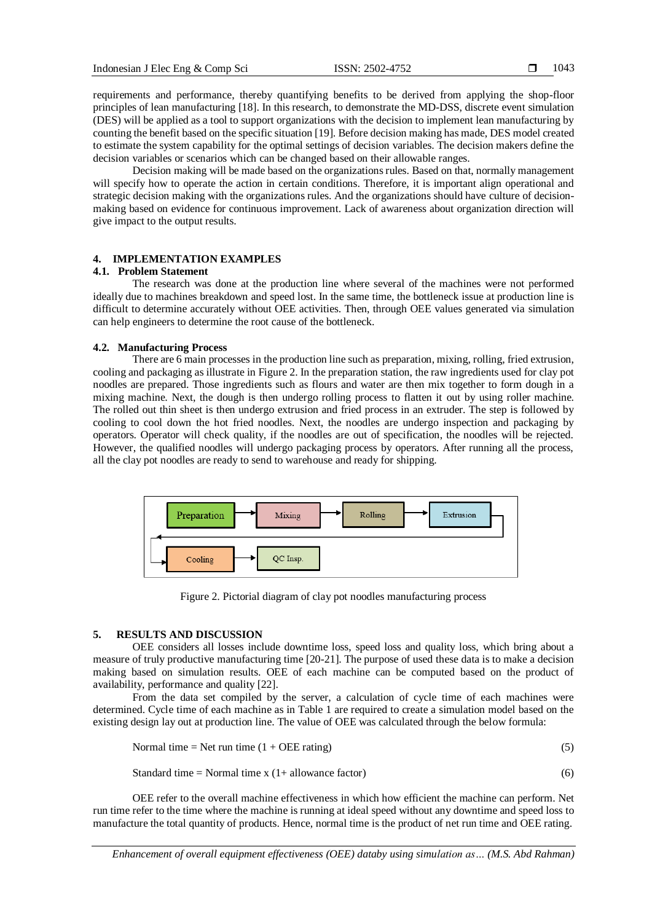requirements and performance, thereby quantifying benefits to be derived from applying the shop-floor principles of lean manufacturing [18]. In this research, to demonstrate the MD-DSS, discrete event simulation (DES) will be applied as a tool to support organizations with the decision to implement lean manufacturing by counting the benefit based on the specific situation [19]. Before decision making has made, DES model created to estimate the system capability for the optimal settings of decision variables. The decision makers define the decision variables or scenarios which can be changed based on their allowable ranges.

Decision making will be made based on the organizations rules. Based on that, normally management will specify how to operate the action in certain conditions. Therefore, it is important align operational and strategic decision making with the organizations rules. And the organizations should have culture of decision-making based on evidence for continuous improvement. Lack of awareness about organization direction will give impact to the output results.

## 4. IMPLEMENTATION EXAMPLES

### 4.1. Problem Statement

The research was done at the production line where several of the machines were not performed ideally due to machines breakdown and speed lost. In the same time, the bottleneck issue at production line is difficult to determine accurately without OEE activities. Then, through OEE values generated via simulation can help engineers to determine the root cause of the bottleneck.

### 4.2. Manufacturing Process

There are 6 main processes in the production line such as preparation, mixing, rolling, fried extrusion, cooling and packaging as illustrate in Figure 2. In the preparation station, the raw ingredients used for clay pot noodles are prepared. Those ingredients such as flours and water are then mix together to form dough in a mixing machine. Next, the dough is then undergo rolling process to flatten it out by using roller machine. The rolled out thin sheet is then undergo extrusion and fried process in an extruder. The step is followed by cooling to cool down the hot fried noodles. Next, the noodles are undergo inspection and packaging by operators. Operator will check quality, if the noodles are out of specification, the noodles will be rejected. However, the qualified noodles will undergo packaging process by operators. After running all the process, all the clay pot noodles are ready to send to warehouse and ready for shipping.

Preparation → Mixing → Rolling → Extrusion → Cooling → QC Insp.

Figure 2. Pictorial diagram of clay pot noodles manufacturing process

## 5. RESULTS AND DISCUSSION

OEE considers all losses include downtime loss, speed loss and quality loss, which bring about a measure of truly productive manufacturing time [20-21]. The purpose of used these data is to make a decision making based on simulation results. OEE of each machine can be computed based on the product of availability, performance and quality [22].

From the data set compiled by the server, a calculation of cycle time of each machines were determined. Cycle time of each machine as in Table 1 are required to create a simulation model based on the existing design lay out at production line. The value of OEE was calculated through the below formula:

$$\text{Normal time} = \text{Net run time } (1 + \text{OEE rating}) \tag{5}$$

$$\text{Standard time} = \text{Normal time} \times (1 + \text{allowance factor}) \tag{6}$$

OEE refer to the overall machine effectiveness in which how efficient the machine can perform. Net run time refer to the time where the machine is running at ideal speed without any downtime and speed loss to manufacture the total quantity of products. Hence, normal time is the product of net run time and OEE rating.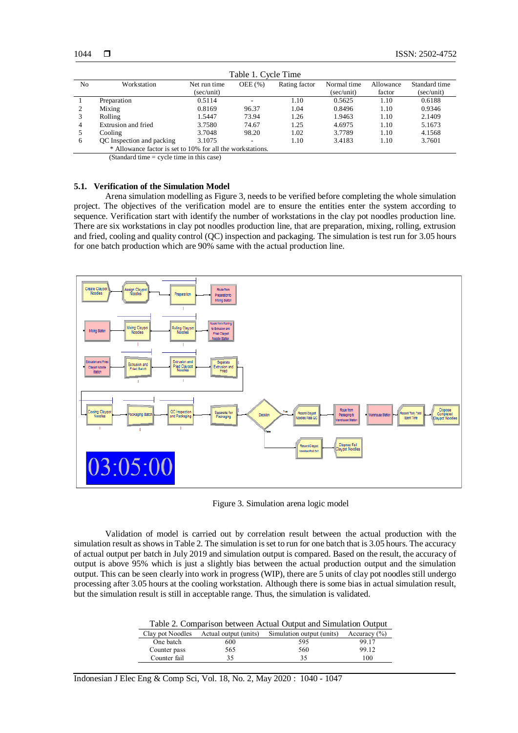Table 1. Cycle Time

| No | Workstation | Net run time (sec/unit) | OEE (%) | Rating factor | Normal time (sec/unit) | Allowance factor | Standard time (sec/unit) |
|---|---|---|---|---|---|---|---|
| 1 | Preparation | 0.5114 | - | 1.10 | 0.5625 | 1.10 | 0.6188 |
| 2 | Mixing | 0.8169 | 96.37 | 1.04 | 0.8496 | 1.10 | 0.9346 |
| 3 | Rolling | 1.5447 | 73.94 | 1.26 | 1.9463 | 1.10 | 2.1409 |
| 4 | Extrusion and fried | 3.7580 | 74.67 | 1.25 | 4.6975 | 1.10 | 5.1673 |
| 5 | Cooling | 3.7048 | 98.20 | 1.02 | 3.7789 | 1.10 | 4.1568 |
| 6 | QC Inspection and packing | 3.1075 | - | 1.10 | 3.4183 | 1.10 | 3.7601 |

* Allowance factor is set to 10% for all the workstations.
(Standard time = cycle time in this case)

### 5.1. Verification of the Simulation Model

Arena simulation modelling as Figure 3, needs to be verified before completing the whole simulation project. The objectives of the verification model are to ensure the entities enter the system according to sequence. Verification start with identify the number of workstations in the clay pot noodles production line. There are six workstations in clay pot noodles production line, that are preparation, mixing, rolling, extrusion and fried, cooling and quality control (QC) inspection and packaging. The simulation is test run for 3.05 hours for one batch production which are 90% same with the actual production line.

Figure 3. Simulation arena logic model

Validation of model is carried out by correlation result between the actual production with the simulation result as shows in Table 2. The simulation is set to run for one batch that is 3.05 hours. The accuracy of actual output per batch in July 2019 and simulation output is compared. Based on the result, the accuracy of output is above 95% which is just a slightly bias between the actual production output and the simulation output. This can be seen clearly into work in progress (WIP), there are 5 units of clay pot noodles still undergo processing after 3.05 hours at the cooling workstation. Although there is some bias in actual simulation result, but the simulation result is still in acceptable range. Thus, the simulation is validated.

Table 2. Comparison between Actual Output and Simulation Output

| Clay pot Noodles | Actual output (units) | Simulation output (units) | Accuracy (%) |
|---|---|---|---|
| One batch | 600 | 595 | 99.17 |
| Counter pass | 565 | 560 | 99.12 |
| Counter fail | 35 | 35 | 100 |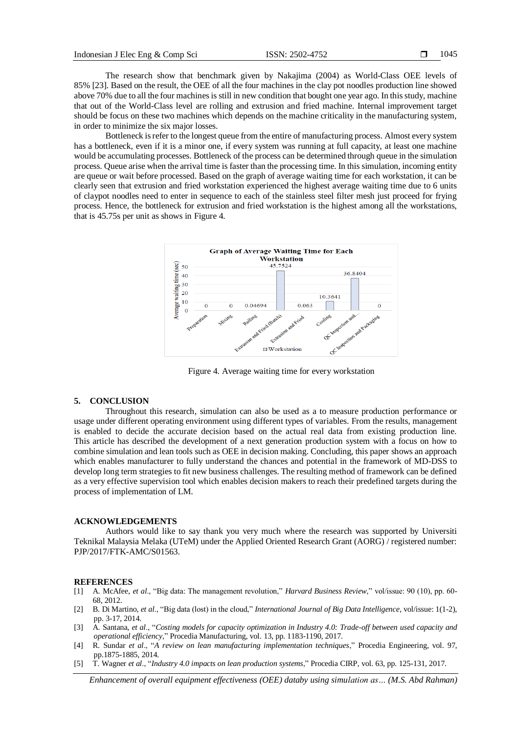The research show that benchmark given by Nakajima (2004) as World-Class OEE levels of 85% [23]. Based on the result, the OEE of all the four machines in the clay pot noodles production line showed above 70% due to all the four machines is still in new condition that bought one year ago. In this study, machine that out of the World-Class level are rolling and extrusion and fried machine. Internal improvement target should be focus on these two machines which depends on the machine criticality in the manufacturing system, in order to minimize the six major losses.

Bottleneck is refer to the longest queue from the entire of manufacturing process. Almost every system has a bottleneck, even if it is a minor one, if every system was running at full capacity, at least one machine would be accumulating processes. Bottleneck of the process can be determined through queue in the simulation process. Queue arise when the arrival time is faster than the processing time. In this simulation, incoming entity are queue or wait before processed. Based on the graph of average waiting time for each workstation, it can be clearly seen that extrusion and fried workstation experienced the highest average waiting time due to 6 units of claypot noodles need to enter in sequence to each of the stainless steel filter mesh just proceed for frying process. Hence, the bottleneck for extrusion and fried workstation is the highest among all the workstations, that is 45.75s per unit as shows in Figure 4.

Figure 4. Average waiting time for every workstation

## 5. CONCLUSION

Throughout this research, simulation can also be used as a to measure production performance or usage under different operating environment using different types of variables. From the results, management is enabled to decide the accurate decision based on the actual real data from existing production line. This article has described the development of a next generation production system with a focus on how to combine simulation and lean tools such as OEE in decision making. Concluding, this paper shows an approach which enables manufacturer to fully understand the chances and potential in the framework of MD-DSS to develop long term strategies to fit new business challenges. The resulting method of framework can be defined as a very effective supervision tool which enables decision makers to reach their predefined targets during the process of implementation of LM.

## ACKNOWLEDGEMENTS

Authors would like to say thank you very much where the research was supported by Universiti Teknikal Malaysia Melaka (UTeM) under the Applied Oriented Research Grant (AORG) / registered number: PJP/2017/FTK-AMC/S01563.

## REFERENCES

[1] A. McAfee, *et al*., "Big data: The management revolution," *Harvard Business Review*," vol/issue: 90 (10), pp. 60-68, 2012.

[2] B. Di Martino, *et al*., "Big data (lost) in the cloud," *International Journal of Big Data Intelligence*, vol/issue: 1(1-2), pp. 3-17, 2014.

[3] A. Santana, *et al*., "*Costing models for capacity optimization in Industry 4.0: Trade-off between used capacity and operational efficiency*," Procedia Manufacturing, vol. 13, pp. 1183-1190, 2017.

[4] R. Sundar *et al*., "*A review on lean manufacturing implementation techniques*," Procedia Engineering, vol. 97, pp.1875-1885, 2014.

[5] T. Wagner *et al*., "*Industry 4.0 impacts on lean production systems*," Procedia CIRP, vol. 63, pp. 125-131, 2017.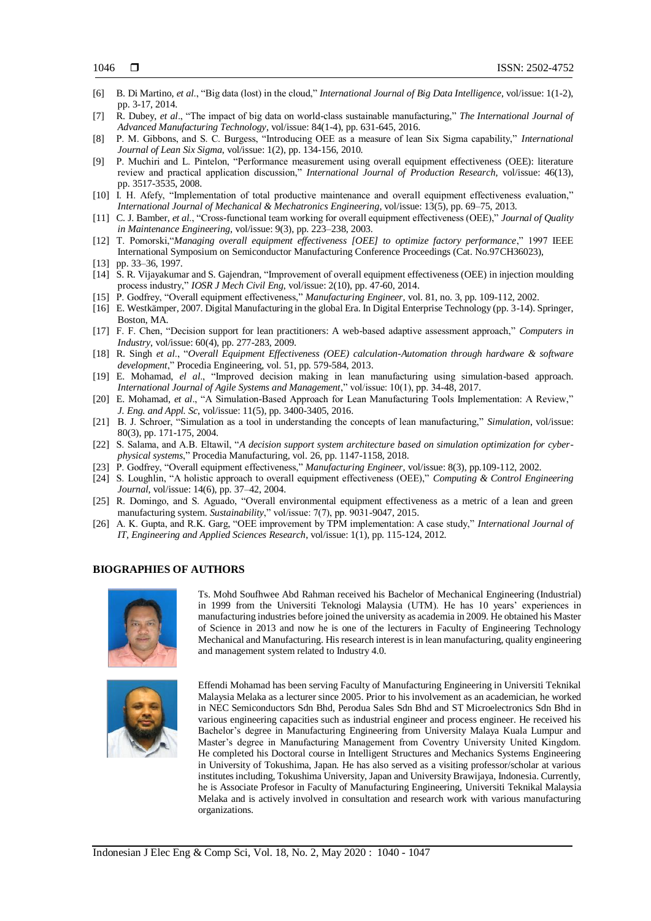[6] B. Di Martino, *et al*., "Big data (lost) in the cloud," *International Journal of Big Data Intelligence*, vol/issue: 1(1-2), pp. 3-17, 2014.

[7] R. Dubey, *et al*., "The impact of big data on world-class sustainable manufacturing," *The International Journal of Advanced Manufacturing Technology*, vol/issue: 84(1-4), pp. 631-645, 2016.

[8] P. M. Gibbons, and S. C. Burgess, "Introducing OEE as a measure of lean Six Sigma capability," *International Journal of Lean Six Sigma*, vol/issue: 1(2), pp. 134-156, 2010.

[9] P. Muchiri and L. Pintelon, "Performance measurement using overall equipment effectiveness (OEE): literature review and practical application discussion," *International Journal of Production Research*, vol/issue: 46(13), pp. 3517-3535, 2008.

[10] I. H. Afefy, "Implementation of total productive maintenance and overall equipment effectiveness evaluation," *International Journal of Mechanical & Mechatronics Engineering*, vol/issue: 13(5), pp. 69–75, 2013.

[11] C. J. Bamber, *et al*., "Cross-functional team working for overall equipment effectiveness (OEE)," *Journal of Quality in Maintenance Engineering*, vol/issue: 9(3), pp. 223–238, 2003.

[12] T. Pomorski,"*Managing overall equipment effectiveness [OEE] to optimize factory performance*," 1997 IEEE International Symposium on Semiconductor Manufacturing Conference Proceedings (Cat. No.97CH36023),

[13] pp. 33–36, 1997.

[14] S. R. Vijayakumar and S. Gajendran, "Improvement of overall equipment effectiveness (OEE) in injection moulding process industry," *IOSR J Mech Civil Eng*, vol/issue: 2(10), pp. 47-60, 2014.

[15] P. Godfrey, "Overall equipment effectiveness," *Manufacturing Engineer*, vol. 81, no. 3, pp. 109-112, 2002.

[16] E. Westkämper, 2007. Digital Manufacturing in the global Era. In Digital Enterprise Technology (pp. 3-14). Springer, Boston, MA.

[17] F. F. Chen, "Decision support for lean practitioners: A web-based adaptive assessment approach," *Computers in Industry*, vol/issue: 60(4), pp. 277-283, 2009.

[18] R. Singh *et al*., "*Overall Equipment Effectiveness (OEE) calculation-Automation through hardware & software development*," Procedia Engineering, vol. 51, pp. 579-584, 2013.

[19] E. Mohamad, *el al*., "Improved decision making in lean manufacturing using simulation-based approach. *International Journal of Agile Systems and Management*," vol/issue: 10(1), pp. 34-48, 2017.

[20] E. Mohamad, *et al*., "A Simulation-Based Approach for Lean Manufacturing Tools Implementation: A Review," *J. Eng. and Appl. Sc*, vol/issue: 11(5), pp. 3400-3405, 2016.

[21] B. J. Schroer, "Simulation as a tool in understanding the concepts of lean manufacturing," *Simulation*, vol/issue: 80(3), pp. 171-175, 2004.

[22] S. Salama, and A.B. Eltawil, "*A decision support system architecture based on simulation optimization for cyber-physical systems*," Procedia Manufacturing, vol. 26, pp. 1147-1158, 2018.

[23] P. Godfrey, "Overall equipment effectiveness," *Manufacturing Engineer*, vol/issue: 8(3), pp.109-112, 2002.

[24] S. Loughlin, "A holistic approach to overall equipment effectiveness (OEE)," *Computing & Control Engineering Journal*, vol/issue: 14(6), pp. 37–42, 2004.

[25] R. Domingo, and S. Aguado, "Overall environmental equipment effectiveness as a metric of a lean and green manufacturing system. *Sustainability*," vol/issue: 7(7), pp. 9031-9047, 2015.

[26] A. K. Gupta, and R.K. Garg, "OEE improvement by TPM implementation: A case study," *International Journal of IT, Engineering and Applied Sciences Research*, vol/issue: 1(1), pp. 115-124, 2012.

## BIOGRAPHIES OF AUTHORS

Ts. Mohd Soufhwee Abd Rahman received his Bachelor of Mechanical Engineering (Industrial) in 1999 from the Universiti Teknologi Malaysia (UTM). He has 10 years' experiences in manufacturing industries before joined the university as academia in 2009. He obtained his Master of Science in 2013 and now he is one of the lecturers in Faculty of Engineering Technology Mechanical and Manufacturing. His research interest is in lean manufacturing, quality engineering and management system related to Industry 4.0.

Effendi Mohamad has been serving Faculty of Manufacturing Engineering in Universiti Teknikal Malaysia Melaka as a lecturer since 2005. Prior to his involvement as an academician, he worked in NEC Semiconductors Sdn Bhd, Perodua Sales Sdn Bhd and ST Microelectronics Sdn Bhd in various engineering capacities such as industrial engineer and process engineer. He received his Bachelor's degree in Manufacturing Engineering from University Malaya Kuala Lumpur and Master's degree in Manufacturing Management from Coventry University United Kingdom. He completed his Doctoral course in Intelligent Structures and Mechanics Systems Engineering in University of Tokushima, Japan. He has also served as a visiting professor/scholar at various institutes including, Tokushima University, Japan and University Brawijaya, Indonesia. Currently, he is Associate Profesor in Faculty of Manufacturing Engineering, Universiti Teknikal Malaysia Melaka and is actively involved in consultation and research work with various manufacturing organizations.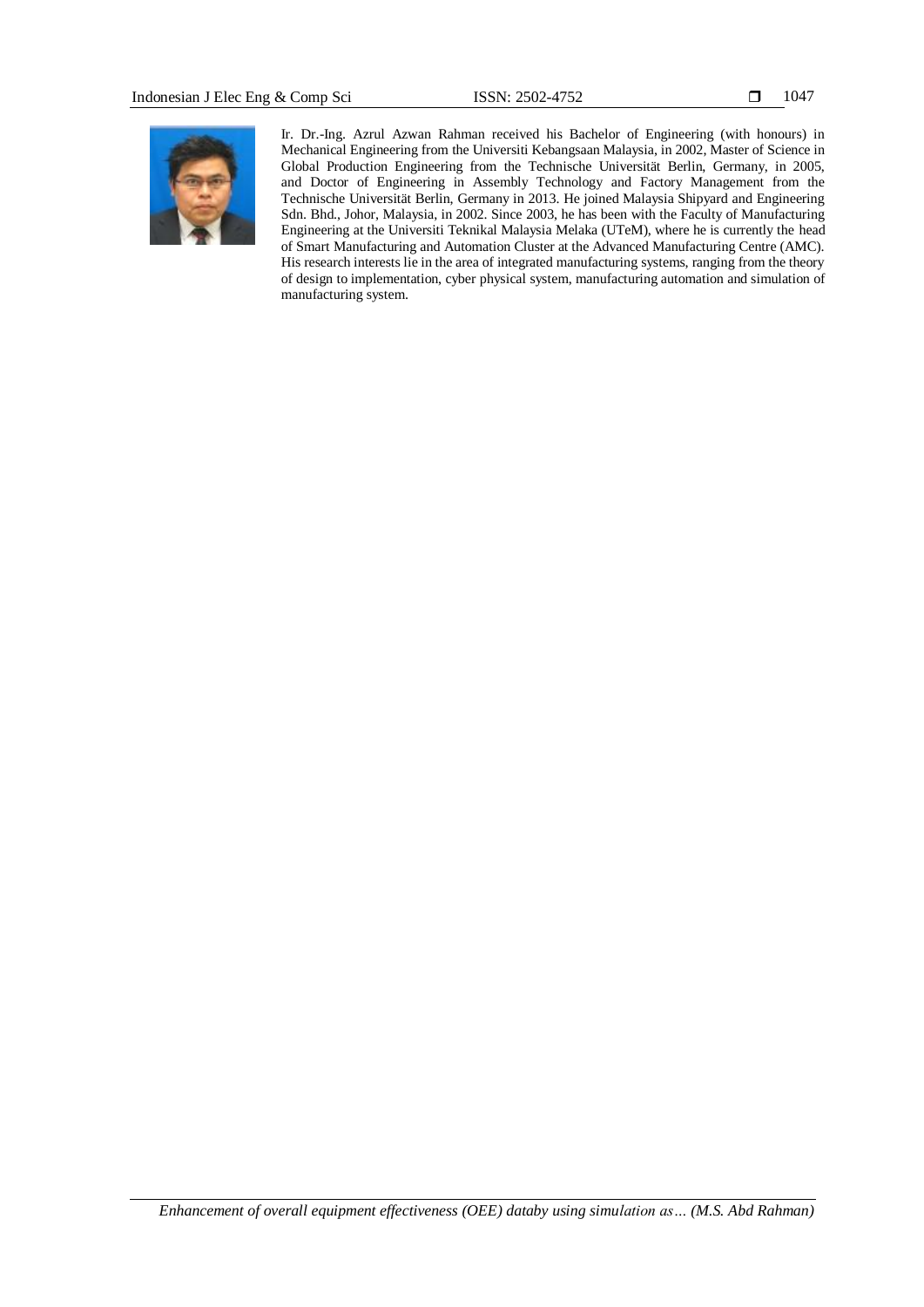Ir. Dr.-Ing. Azrul Azwan Rahman received his Bachelor of Engineering (with honours) in Mechanical Engineering from the Universiti Kebangsaan Malaysia, in 2002, Master of Science in Global Production Engineering from the Technische Universität Berlin, Germany, in 2005, and Doctor of Engineering in Assembly Technology and Factory Management from the Technische Universität Berlin, Germany in 2013. He joined Malaysia Shipyard and Engineering Sdn. Bhd., Johor, Malaysia, in 2002. Since 2003, he has been with the Faculty of Manufacturing Engineering at the Universiti Teknikal Malaysia Melaka (UTeM), where he is currently the head of Smart Manufacturing and Automation Cluster at the Advanced Manufacturing Centre (AMC). His research interests lie in the area of integrated manufacturing systems, ranging from the theory of design to implementation, cyber physical system, manufacturing automation and simulation of manufacturing system.